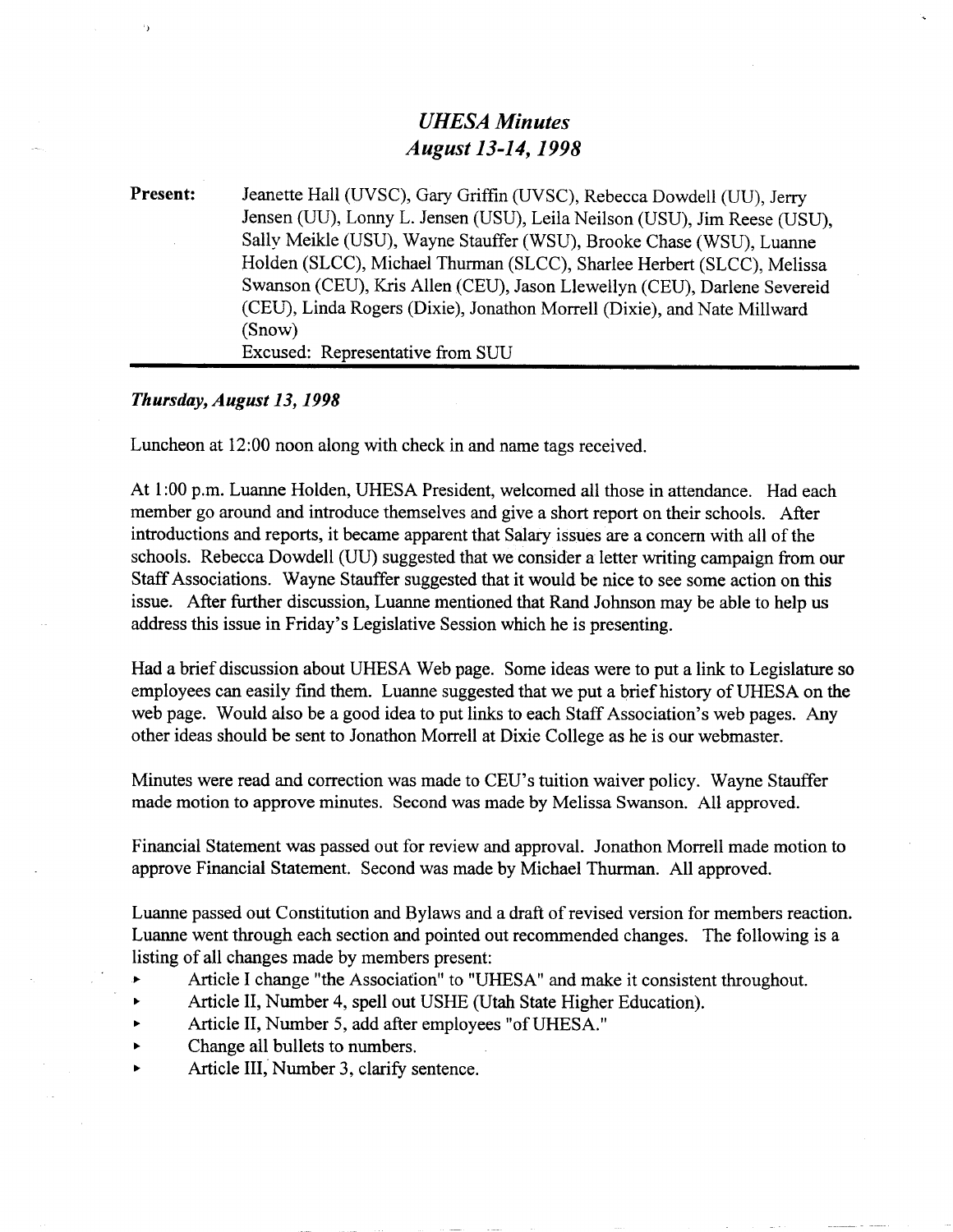# *UHESA Minutes*
## *August 13-14, 1998*

**Present:** Jeanette Hall (UVSC), Gary Griffin (UVSC), Rebecca Dowdell (UU), Jerry Jensen (UU), Lonny L. Jensen (USU), Leila Neilson (USU), Jim Reese (USU), Sally Meikle (USU), Wayne Stauffer (WSU), Brooke Chase (WSU), Luanne Holden (SLCC), Michael Thurman (SLCC), Sharlee Herbert (SLCC), Melissa Swanson (CEU), Kris Allen (CEU), Jason Llewellyn (CEU), Darlene Severeid (CEU), Linda Rogers (Dixie), Jonathon Morrell (Dixie), and Nate Millward (Snow)
Excused: Representative from SUU

---

### *Thursday, August 13, 1998*

Luncheon at 12:00 noon along with check in and name tags received.

At 1:00 p.m. Luanne Holden, UHESA President, welcomed all those in attendance. Had each member go around and introduce themselves and give a short report on their schools. After introductions and reports, it became apparent that Salary issues are a concern with all of the schools. Rebecca Dowdell (UU) suggested that we consider a letter writing campaign from our Staff Associations. Wayne Stauffer suggested that it would be nice to see some action on this issue. After further discussion, Luanne mentioned that Rand Johnson may be able to help us address this issue in Friday's Legislative Session which he is presenting.

Had a brief discussion about UHESA Web page. Some ideas were to put a link to Legislature so employees can easily find them. Luanne suggested that we put a brief history of UHESA on the web page. Would also be a good idea to put links to each Staff Association's web pages. Any other ideas should be sent to Jonathon Morrell at Dixie College as he is our webmaster.

Minutes were read and correction was made to CEU's tuition waiver policy. Wayne Stauffer made motion to approve minutes. Second was made by Melissa Swanson. All approved.

Financial Statement was passed out for review and approval. Jonathon Morrell made motion to approve Financial Statement. Second was made by Michael Thurman. All approved.

Luanne passed out Constitution and Bylaws and a draft of revised version for members reaction. Luanne went through each section and pointed out recommended changes. The following is a listing of all changes made by members present:

- Article I change "the Association" to "UHESA" and make it consistent throughout.
- Article II, Number 4, spell out USHE (Utah State Higher Education).
- Article II, Number 5, add after employees "of UHESA."
- Change all bullets to numbers.
- Article III, Number 3, clarify sentence.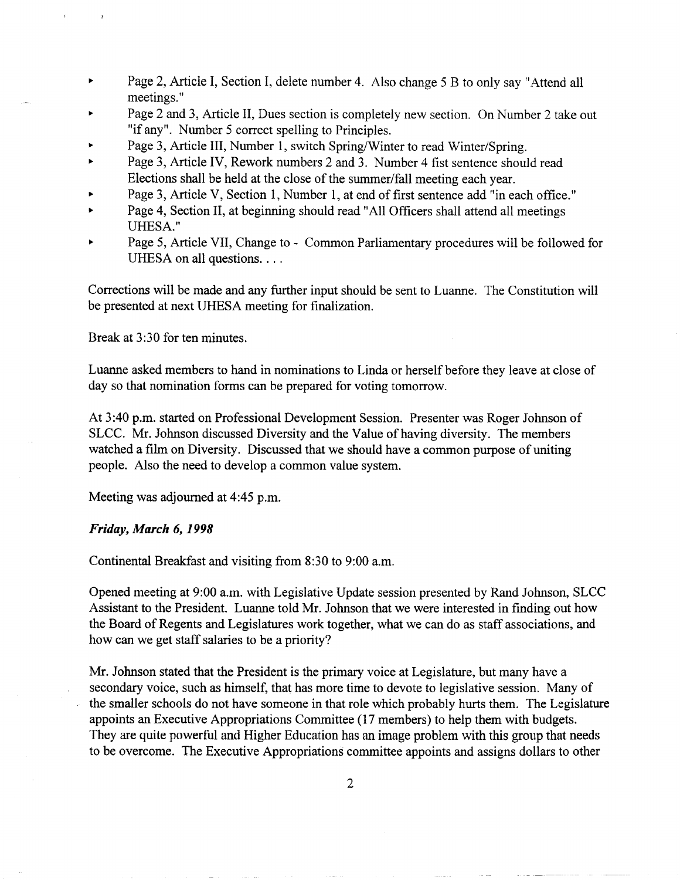- Page 2, Article I, Section I, delete number 4. Also change 5 B to only say "Attend all meetings."
- Page 2 and 3, Article II, Dues section is completely new section. On Number 2 take out "if any". Number 5 correct spelling to Principles.
- Page 3, Article III, Number 1, switch Spring/Winter to read Winter/Spring.
- Page 3, Article IV, Rework numbers 2 and 3. Number 4 fist sentence should read Elections shall be held at the close of the summer/fall meeting each year.
- Page 3, Article V, Section 1, Number 1, at end of first sentence add "in each office."
- Page 4, Section II, at beginning should read "All Officers shall attend all meetings UHESA."
- Page 5, Article VII, Change to - Common Parliamentary procedures will be followed for UHESA on all questions. . . .

Corrections will be made and any further input should be sent to Luanne. The Constitution will be presented at next UHESA meeting for finalization.

Break at 3:30 for ten minutes.

Luanne asked members to hand in nominations to Linda or herself before they leave at close of day so that nomination forms can be prepared for voting tomorrow.

At 3:40 p.m. started on Professional Development Session. Presenter was Roger Johnson of SLCC. Mr. Johnson discussed Diversity and the Value of having diversity. The members watched a film on Diversity. Discussed that we should have a common purpose of uniting people. Also the need to develop a common value system.

Meeting was adjourned at 4:45 p.m.

***Friday, March 6, 1998***

Continental Breakfast and visiting from 8:30 to 9:00 a.m.

Opened meeting at 9:00 a.m. with Legislative Update session presented by Rand Johnson, SLCC Assistant to the President. Luanne told Mr. Johnson that we were interested in finding out how the Board of Regents and Legislatures work together, what we can do as staff associations, and how can we get staff salaries to be a priority?

Mr. Johnson stated that the President is the primary voice at Legislature, but many have a secondary voice, such as himself, that has more time to devote to legislative session. Many of the smaller schools do not have someone in that role which probably hurts them. The Legislature appoints an Executive Appropriations Committee (17 members) to help them with budgets. They are quite powerful and Higher Education has an image problem with this group that needs to be overcome. The Executive Appropriations committee appoints and assigns dollars to other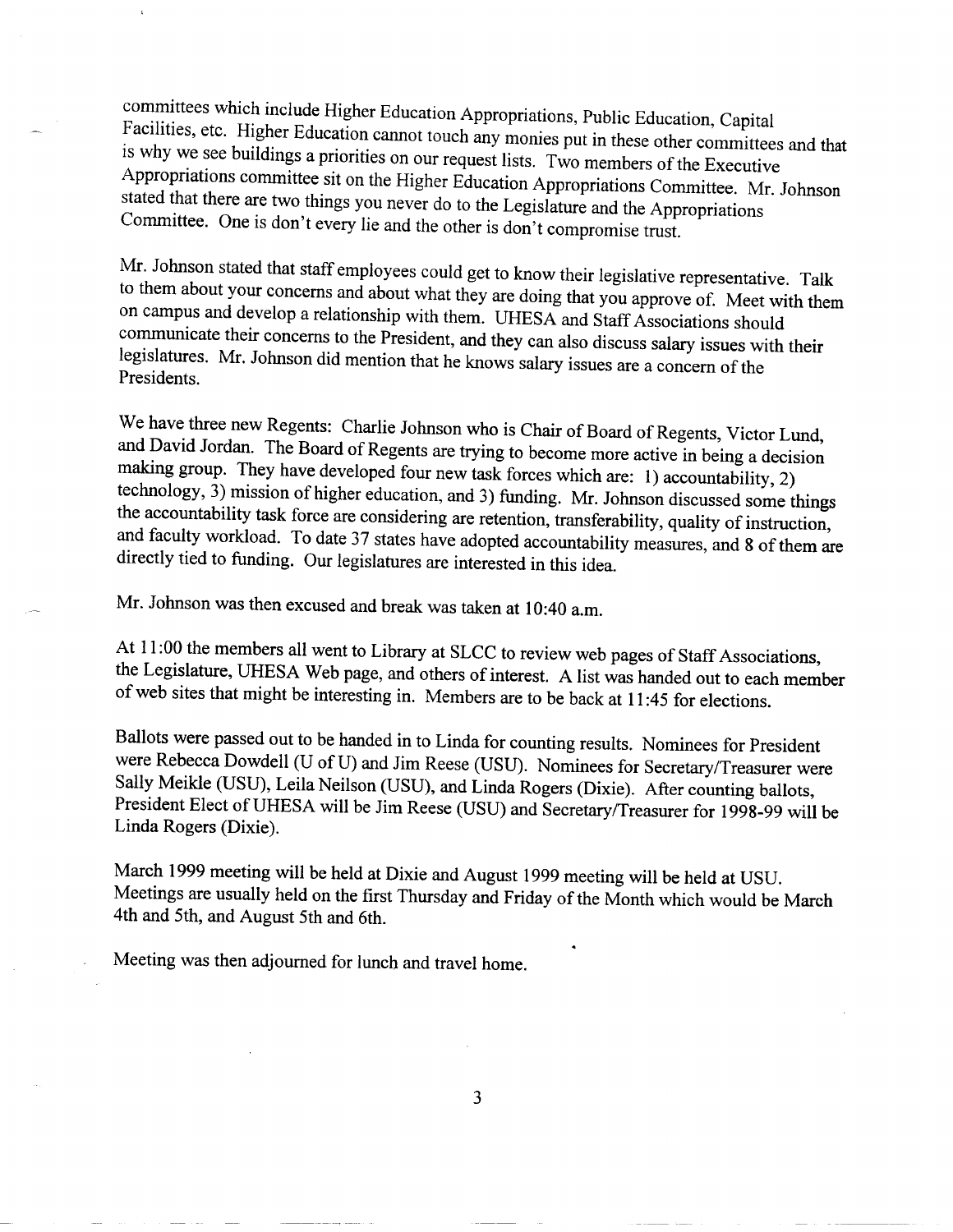committees which include Higher Education Appropriations, Public Education, Capital Facilities, etc. Higher Education cannot touch any monies put in these other committees and that is why we see buildings a priorities on our request lists. Two members of the Executive Appropriations committee sit on the Higher Education Appropriations Committee. Mr. Johnson stated that there are two things you never do to the Legislature and the Appropriations Committee. One is don't every lie and the other is don't compromise trust.

Mr. Johnson stated that staff employees could get to know their legislative representative. Talk to them about your concerns and about what they are doing that you approve of. Meet with them on campus and develop a relationship with them. UHESA and Staff Associations should communicate their concerns to the President, and they can also discuss salary issues with their legislatures. Mr. Johnson did mention that he knows salary issues are a concern of the Presidents.

We have three new Regents: Charlie Johnson who is Chair of Board of Regents, Victor Lund, and David Jordan. The Board of Regents are trying to become more active in being a decision making group. They have developed four new task forces which are: 1) accountability, 2) technology, 3) mission of higher education, and 3) funding. Mr. Johnson discussed some things the accountability task force are considering are retention, transferability, quality of instruction, and faculty workload. To date 37 states have adopted accountability measures, and 8 of them are directly tied to funding. Our legislatures are interested in this idea.

Mr. Johnson was then excused and break was taken at 10:40 a.m.

At 11:00 the members all went to Library at SLCC to review web pages of Staff Associations, the Legislature, UHESA Web page, and others of interest. A list was handed out to each member of web sites that might be interesting in. Members are to be back at 11:45 for elections.

Ballots were passed out to be handed in to Linda for counting results. Nominees for President were Rebecca Dowdell (U of U) and Jim Reese (USU). Nominees for Secretary/Treasurer were Sally Meikle (USU), Leila Neilson (USU), and Linda Rogers (Dixie). After counting ballots, President Elect of UHESA will be Jim Reese (USU) and Secretary/Treasurer for 1998-99 will be Linda Rogers (Dixie).

March 1999 meeting will be held at Dixie and August 1999 meeting will be held at USU. Meetings are usually held on the first Thursday and Friday of the Month which would be March 4th and 5th, and August 5th and 6th.

Meeting was then adjourned for lunch and travel home.